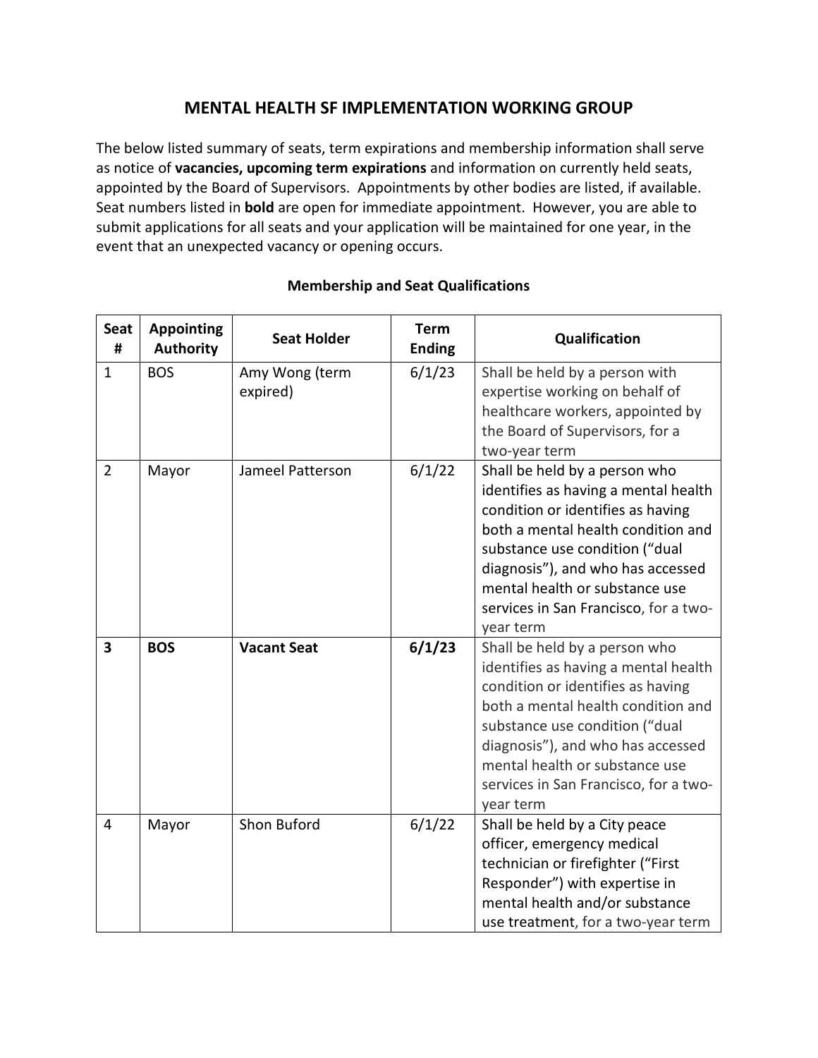# MENTAL HEALTH SF IMPLEMENTATION WORKING GROUP

The below listed summary of seats, term expirations and membership information shall serve as notice of **vacancies, upcoming term expirations** and information on currently held seats, appointed by the Board of Supervisors. Appointments by other bodies are listed, if available. Seat numbers listed in **bold** are open for immediate appointment. However, you are able to submit applications for all seats and your application will be maintained for one year, in the event that an unexpected vacancy or opening occurs.

**Membership and Seat Qualifications**

| Seat # | Appointing Authority | Seat Holder | Term Ending | Qualification |
|---|---|---|---|---|
| 1 | BOS | Amy Wong (term expired) | 6/1/23 | Shall be held by a person with expertise working on behalf of healthcare workers, appointed by the Board of Supervisors, for a two-year term |
| 2 | Mayor | Jameel Patterson | 6/1/22 | Shall be held by a person who identifies as having a mental health condition or identifies as having both a mental health condition and substance use condition ("dual diagnosis"), and who has accessed mental health or substance use services in San Francisco, for a two-year term |
| **3** | **BOS** | **Vacant Seat** | **6/1/23** | Shall be held by a person who identifies as having a mental health condition or identifies as having both a mental health condition and substance use condition ("dual diagnosis"), and who has accessed mental health or substance use services in San Francisco, for a two-year term |
| 4 | Mayor | Shon Buford | 6/1/22 | Shall be held by a City peace officer, emergency medical technician or firefighter ("First Responder") with expertise in mental health and/or substance use treatment, for a two-year term |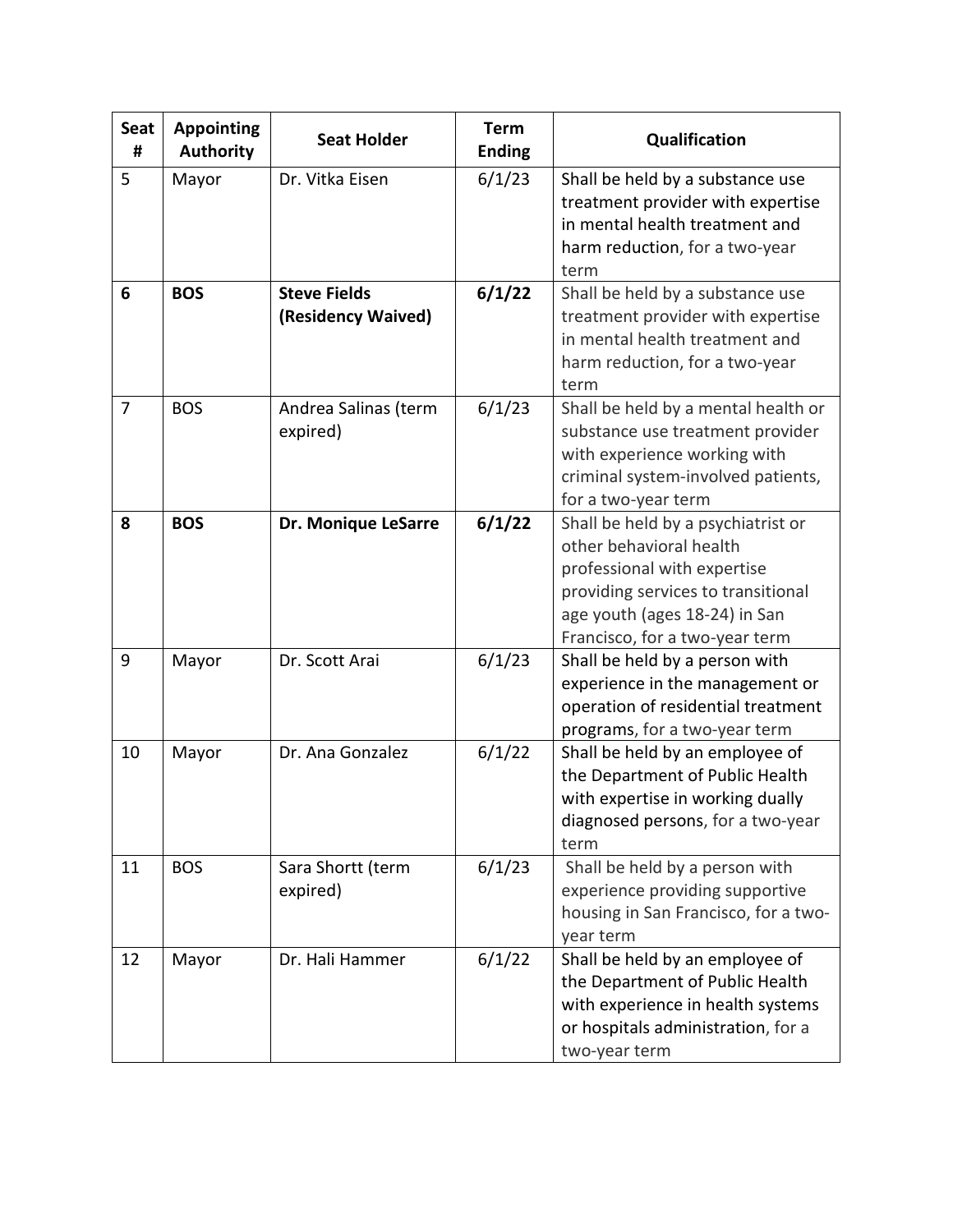| Seat # | Appointing Authority | Seat Holder | Term Ending | Qualification |
|---|---|---|---|---|
| 5 | Mayor | Dr. Vitka Eisen | 6/1/23 | Shall be held by a substance use treatment provider with expertise in mental health treatment and harm reduction, for a two-year term |
| **6** | **BOS** | **Steve Fields (Residency Waived)** | **6/1/22** | Shall be held by a substance use treatment provider with expertise in mental health treatment and harm reduction, for a two-year term |
| 7 | BOS | Andrea Salinas (term expired) | 6/1/23 | Shall be held by a mental health or substance use treatment provider with experience working with criminal system-involved patients, for a two-year term |
| **8** | **BOS** | **Dr. Monique LeSarre** | **6/1/22** | Shall be held by a psychiatrist or other behavioral health professional with expertise providing services to transitional age youth (ages 18-24) in San Francisco, for a two-year term |
| 9 | Mayor | Dr. Scott Arai | 6/1/23 | Shall be held by a person with experience in the management or operation of residential treatment programs, for a two-year term |
| 10 | Mayor | Dr. Ana Gonzalez | 6/1/22 | Shall be held by an employee of the Department of Public Health with expertise in working dually diagnosed persons, for a two-year term |
| 11 | BOS | Sara Shortt (term expired) | 6/1/23 | Shall be held by a person with experience providing supportive housing in San Francisco, for a two-year term |
| 12 | Mayor | Dr. Hali Hammer | 6/1/22 | Shall be held by an employee of the Department of Public Health with experience in health systems or hospitals administration, for a two-year term |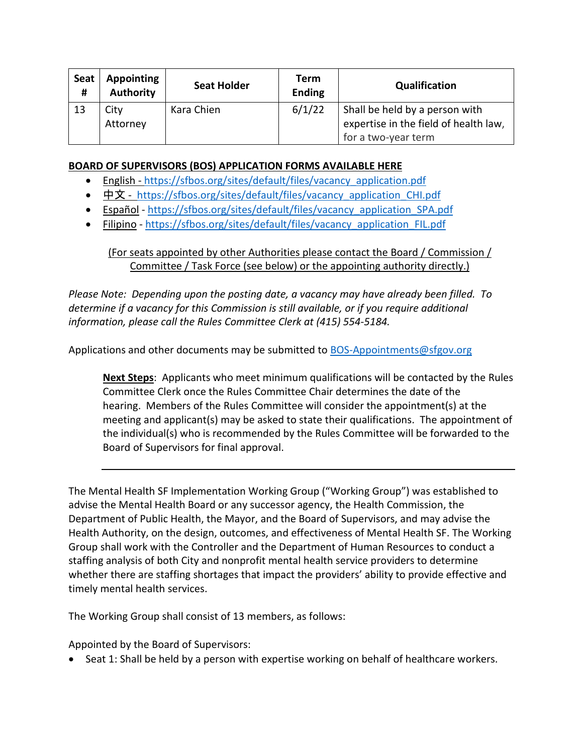| Seat # | Appointing Authority | Seat Holder | Term Ending | Qualification |
|---|---|---|---|---|
| 13 | City Attorney | Kara Chien | 6/1/22 | Shall be held by a person with expertise in the field of health law, for a two-year term |

**BOARD OF SUPERVISORS (BOS) APPLICATION FORMS AVAILABLE HERE**

- English - https://sfbos.org/sites/default/files/vacancy_application.pdf
- 中文 - https://sfbos.org/sites/default/files/vacancy_application_CHI.pdf
- Español - https://sfbos.org/sites/default/files/vacancy_application_SPA.pdf
- Filipino - https://sfbos.org/sites/default/files/vacancy_application_FIL.pdf

(For seats appointed by other Authorities please contact the Board / Commission / Committee / Task Force (see below) or the appointing authority directly.)

*Please Note: Depending upon the posting date, a vacancy may have already been filled. To determine if a vacancy for this Commission is still available, or if you require additional information, please call the Rules Committee Clerk at (415) 554-5184.*

Applications and other documents may be submitted to BOS-Appointments@sfgov.org

> **Next Steps**: Applicants who meet minimum qualifications will be contacted by the Rules Committee Clerk once the Rules Committee Chair determines the date of the hearing. Members of the Rules Committee will consider the appointment(s) at the meeting and applicant(s) may be asked to state their qualifications. The appointment of the individual(s) who is recommended by the Rules Committee will be forwarded to the Board of Supervisors for final approval.

---

The Mental Health SF Implementation Working Group ("Working Group") was established to advise the Mental Health Board or any successor agency, the Health Commission, the Department of Public Health, the Mayor, and the Board of Supervisors, and may advise the Health Authority, on the design, outcomes, and effectiveness of Mental Health SF. The Working Group shall work with the Controller and the Department of Human Resources to conduct a staffing analysis of both City and nonprofit mental health service providers to determine whether there are staffing shortages that impact the providers' ability to provide effective and timely mental health services.

The Working Group shall consist of 13 members, as follows:

Appointed by the Board of Supervisors:

- Seat 1: Shall be held by a person with expertise working on behalf of healthcare workers.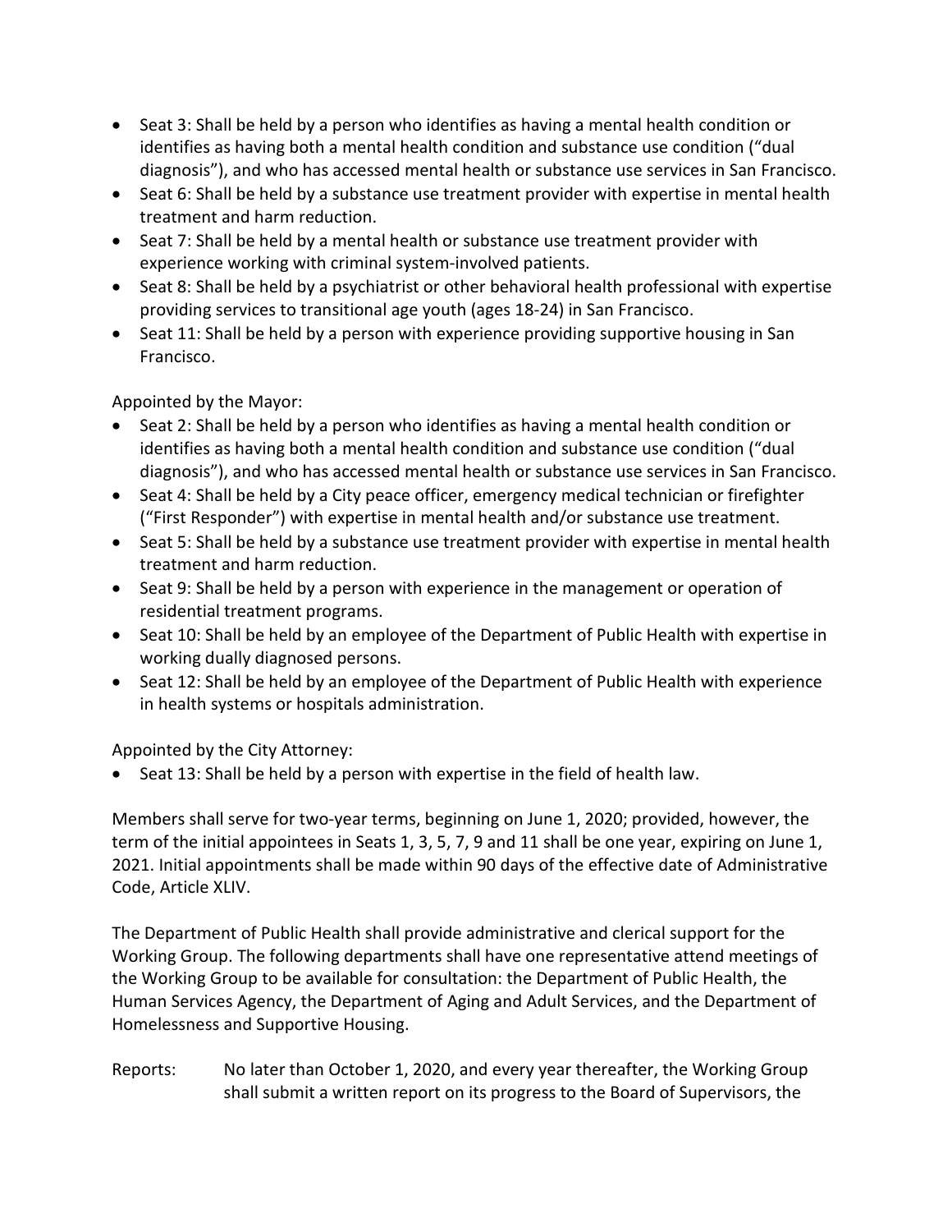- Seat 3: Shall be held by a person who identifies as having a mental health condition or identifies as having both a mental health condition and substance use condition ("dual diagnosis"), and who has accessed mental health or substance use services in San Francisco.
- Seat 6: Shall be held by a substance use treatment provider with expertise in mental health treatment and harm reduction.
- Seat 7: Shall be held by a mental health or substance use treatment provider with experience working with criminal system-involved patients.
- Seat 8: Shall be held by a psychiatrist or other behavioral health professional with expertise providing services to transitional age youth (ages 18-24) in San Francisco.
- Seat 11: Shall be held by a person with experience providing supportive housing in San Francisco.

Appointed by the Mayor:

- Seat 2: Shall be held by a person who identifies as having a mental health condition or identifies as having both a mental health condition and substance use condition ("dual diagnosis"), and who has accessed mental health or substance use services in San Francisco.
- Seat 4: Shall be held by a City peace officer, emergency medical technician or firefighter ("First Responder") with expertise in mental health and/or substance use treatment.
- Seat 5: Shall be held by a substance use treatment provider with expertise in mental health treatment and harm reduction.
- Seat 9: Shall be held by a person with experience in the management or operation of residential treatment programs.
- Seat 10: Shall be held by an employee of the Department of Public Health with expertise in working dually diagnosed persons.
- Seat 12: Shall be held by an employee of the Department of Public Health with experience in health systems or hospitals administration.

Appointed by the City Attorney:

- Seat 13: Shall be held by a person with expertise in the field of health law.

Members shall serve for two-year terms, beginning on June 1, 2020; provided, however, the term of the initial appointees in Seats 1, 3, 5, 7, 9 and 11 shall be one year, expiring on June 1, 2021. Initial appointments shall be made within 90 days of the effective date of Administrative Code, Article XLIV.

The Department of Public Health shall provide administrative and clerical support for the Working Group. The following departments shall have one representative attend meetings of the Working Group to be available for consultation: the Department of Public Health, the Human Services Agency, the Department of Aging and Adult Services, and the Department of Homelessness and Supportive Housing.

Reports: No later than October 1, 2020, and every year thereafter, the Working Group shall submit a written report on its progress to the Board of Supervisors, the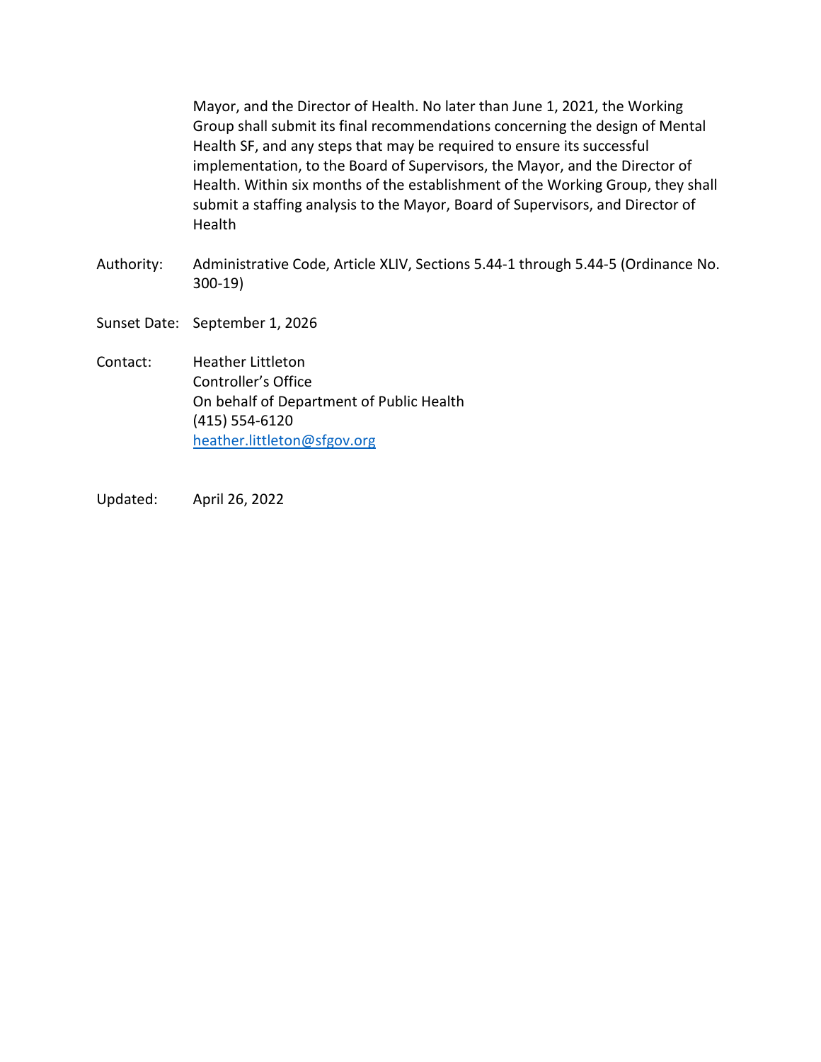Mayor, and the Director of Health. No later than June 1, 2021, the Working Group shall submit its final recommendations concerning the design of Mental Health SF, and any steps that may be required to ensure its successful implementation, to the Board of Supervisors, the Mayor, and the Director of Health. Within six months of the establishment of the Working Group, they shall submit a staffing analysis to the Mayor, Board of Supervisors, and Director of Health

Authority: Administrative Code, Article XLIV, Sections 5.44-1 through 5.44-5 (Ordinance No. 300-19)

Sunset Date: September 1, 2026

Contact: Heather Littleton
Controller's Office
On behalf of Department of Public Health
(415) 554-6120
heather.littleton@sfgov.org

Updated: April 26, 2022